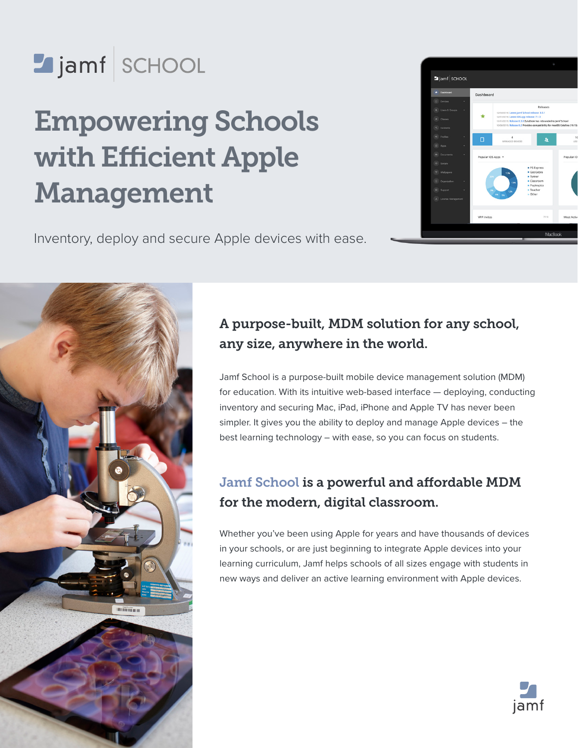jamf | SCHOOL

# Empowering Schools with Efficient Apple Management

Inventory, deploy and secure Apple devices with ease.

## A purpose-built, MDM solution for any school, any size, anywhere in the world.

Jamf School is a purpose-built mobile device management solution (MDM) for education. With its intuitive web-based interface — deploying, conducting inventory and securing Mac, iPad, iPhone and Apple TV has never been simpler. It gives you the ability to deploy and manage Apple devices – the best learning technology – with ease, so you can focus on students.

## Jamf School is a powerful and affordable MDM for the modern, digital classroom.

Whether you've been using Apple for years and have thousands of devices in your schools, or are just beginning to integrate Apple devices into your learning curriculum, Jamf helps schools of all sizes engage with students in new ways and deliver an active learning environment with Apple devices.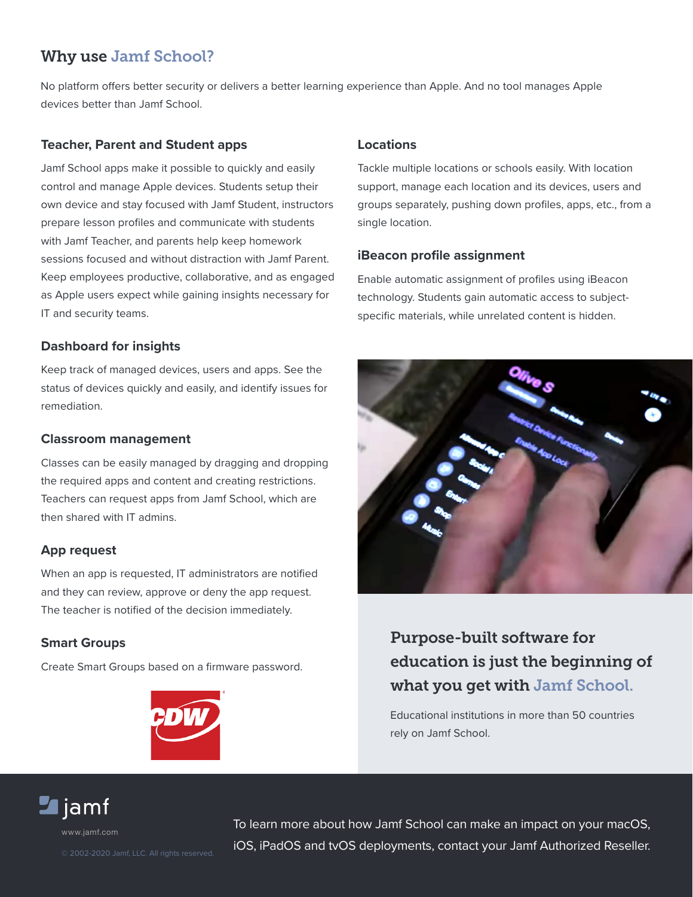## Why use Jamf School?

No platform offers better security or delivers a better learning experience than Apple. And no tool manages Apple devices better than Jamf School.

### Teacher, Parent and Student apps

Jamf School apps make it possible to quickly and easily control and manage Apple devices. Students setup their own device and stay focused with Jamf Student, instructors prepare lesson profiles and communicate with students with Jamf Teacher, and parents help keep homework sessions focused and without distraction with Jamf Parent. Keep employees productive, collaborative, and as engaged as Apple users expect while gaining insights necessary for IT and security teams.

### Dashboard for insights

Keep track of managed devices, users and apps. See the status of devices quickly and easily, and identify issues for remediation.

### Classroom management

Classes can be easily managed by dragging and dropping the required apps and content and creating restrictions. Teachers can request apps from Jamf School, which are then shared with IT admins.

### App request

When an app is requested, IT administrators are notified and they can review, approve or deny the app request. The teacher is notified of the decision immediately.

### Smart Groups

Create Smart Groups based on a firmware password.

### Locations

Tackle multiple locations or schools easily. With location support, manage each location and its devices, users and groups separately, pushing down profiles, apps, etc., from a single location.

### iBeacon profile assignment

Enable automatic assignment of profiles using iBeacon technology. Students gain automatic access to subject-specific materials, while unrelated content is hidden.

**Purpose-built software for education is just the beginning of what you get with Jamf School.**

Educational institutions in more than 50 countries rely on Jamf School.

jamf

www.jamf.com

© 2002-2020 Jamf, LLC. All rights reserved.

To learn more about how Jamf School can make an impact on your macOS, iOS, iPadOS and tvOS deployments, contact your Jamf Authorized Reseller.